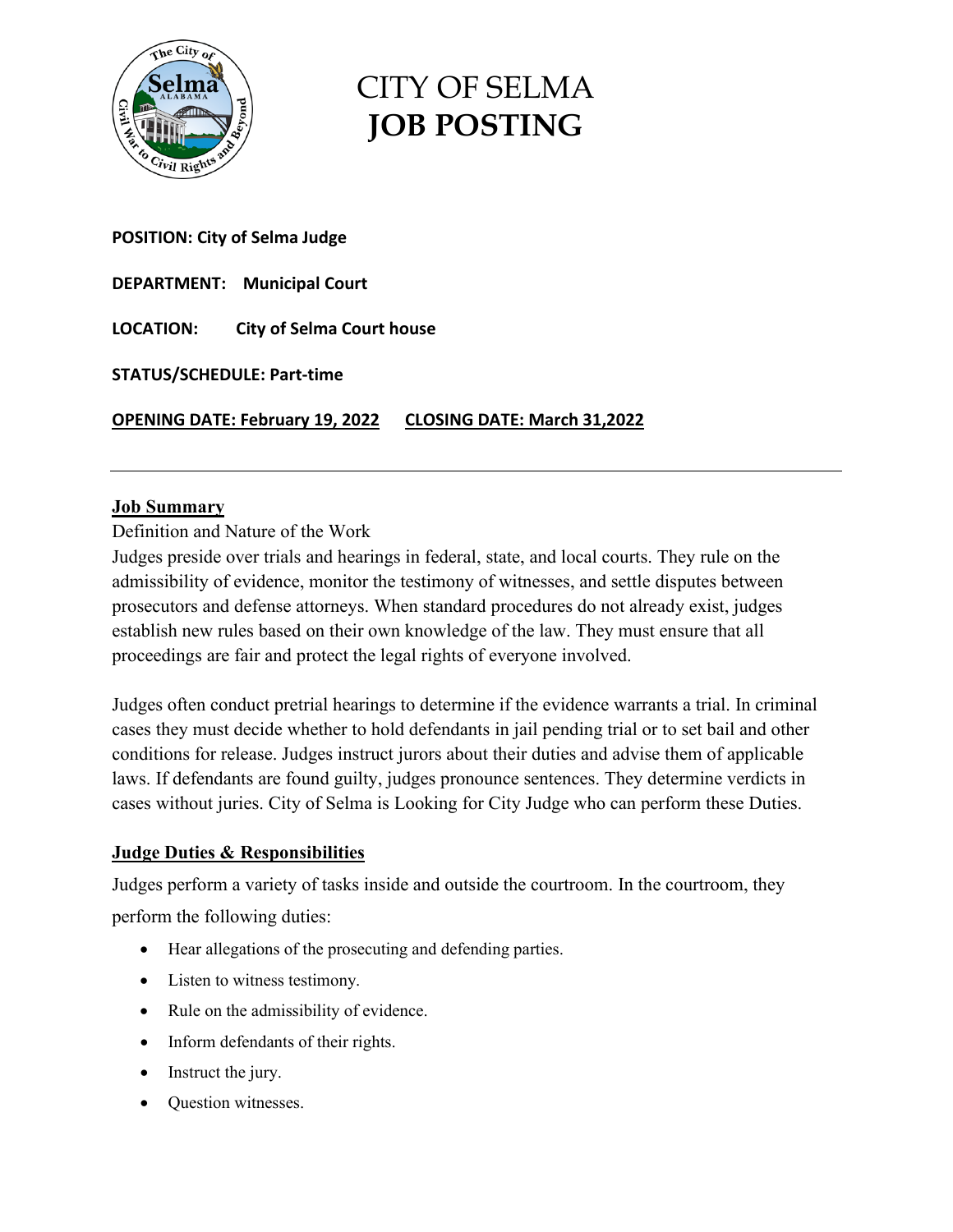# CITY OF SELMA
# JOB POSTING

**POSITION: City of Selma Judge**

**DEPARTMENT: Municipal Court**

**LOCATION: City of Selma Court house**

**STATUS/SCHEDULE: Part-time**

**OPENING DATE: February 19, 2022 CLOSING DATE: March 31,2022**

---

## Job Summary

Definition and Nature of the Work

Judges preside over trials and hearings in federal, state, and local courts. They rule on the admissibility of evidence, monitor the testimony of witnesses, and settle disputes between prosecutors and defense attorneys. When standard procedures do not already exist, judges establish new rules based on their own knowledge of the law. They must ensure that all proceedings are fair and protect the legal rights of everyone involved.

Judges often conduct pretrial hearings to determine if the evidence warrants a trial. In criminal cases they must decide whether to hold defendants in jail pending trial or to set bail and other conditions for release. Judges instruct jurors about their duties and advise them of applicable laws. If defendants are found guilty, judges pronounce sentences. They determine verdicts in cases without juries. City of Selma is Looking for City Judge who can perform these Duties.

## Judge Duties & Responsibilities

Judges perform a variety of tasks inside and outside the courtroom. In the courtroom, they perform the following duties:

- Hear allegations of the prosecuting and defending parties.
- Listen to witness testimony.
- Rule on the admissibility of evidence.
- Inform defendants of their rights.
- Instruct the jury.
- Question witnesses.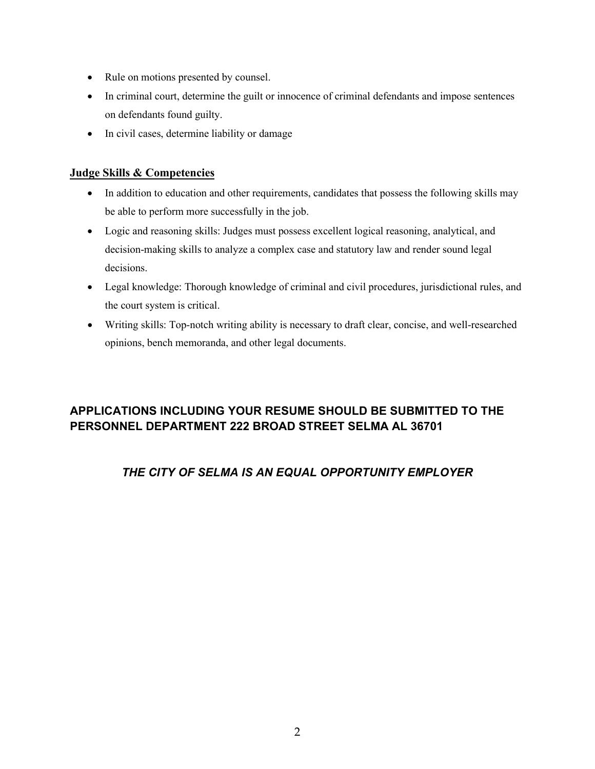- Rule on motions presented by counsel.
- In criminal court, determine the guilt or innocence of criminal defendants and impose sentences on defendants found guilty.
- In civil cases, determine liability or damage

## Judge Skills & Competencies

- In addition to education and other requirements, candidates that possess the following skills may be able to perform more successfully in the job.
- Logic and reasoning skills: Judges must possess excellent logical reasoning, analytical, and decision-making skills to analyze a complex case and statutory law and render sound legal decisions.
- Legal knowledge: Thorough knowledge of criminal and civil procedures, jurisdictional rules, and the court system is critical.
- Writing skills: Top-notch writing ability is necessary to draft clear, concise, and well-researched opinions, bench memoranda, and other legal documents.

**APPLICATIONS INCLUDING YOUR RESUME SHOULD BE SUBMITTED TO THE PERSONNEL DEPARTMENT 222 BROAD STREET SELMA AL 36701**

***THE CITY OF SELMA IS AN EQUAL OPPORTUNITY EMPLOYER***